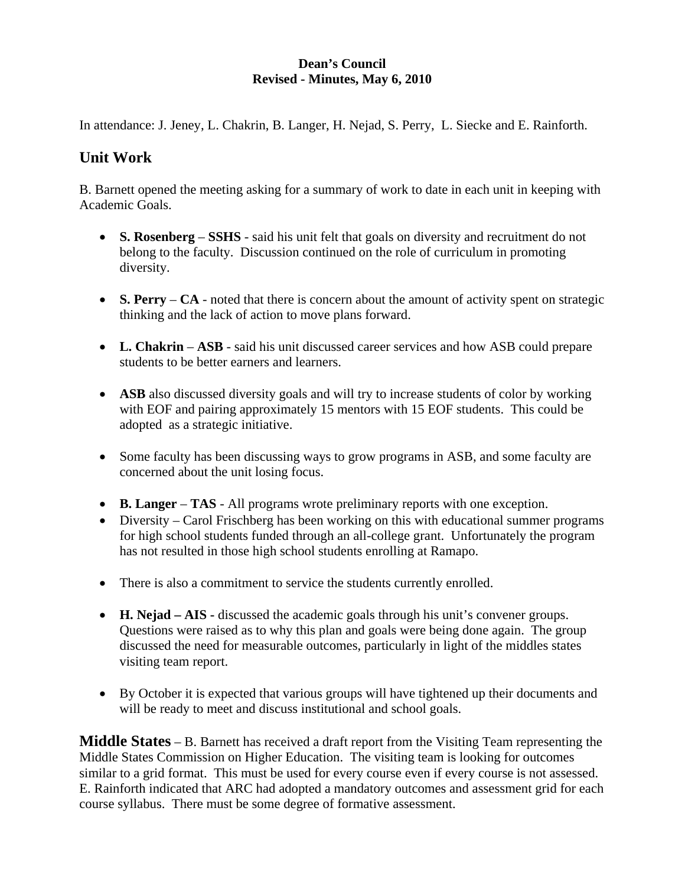**Dean's Council**
**Revised - Minutes, May 6, 2010**

In attendance: J. Jeney, L. Chakrin, B. Langer, H. Nejad, S. Perry, L. Siecke and E. Rainforth.

## Unit Work

B. Barnett opened the meeting asking for a summary of work to date in each unit in keeping with Academic Goals.

- **S. Rosenberg** – **SSHS** - said his unit felt that goals on diversity and recruitment do not belong to the faculty. Discussion continued on the role of curriculum in promoting diversity.

- **S. Perry** – **CA** - noted that there is concern about the amount of activity spent on strategic thinking and the lack of action to move plans forward.

- **L. Chakrin** – **ASB** - said his unit discussed career services and how ASB could prepare students to be better earners and learners.

- **ASB** also discussed diversity goals and will try to increase students of color by working with EOF and pairing approximately 15 mentors with 15 EOF students. This could be adopted as a strategic initiative.

- Some faculty has been discussing ways to grow programs in ASB, and some faculty are concerned about the unit losing focus.

- **B. Langer** – **TAS** - All programs wrote preliminary reports with one exception.
- Diversity – Carol Frischberg has been working on this with educational summer programs for high school students funded through an all-college grant. Unfortunately the program has not resulted in those high school students enrolling at Ramapo.

- There is also a commitment to service the students currently enrolled.

- **H. Nejad – AIS -** discussed the academic goals through his unit's convener groups. Questions were raised as to why this plan and goals were being done again. The group discussed the need for measurable outcomes, particularly in light of the middles states visiting team report.

- By October it is expected that various groups will have tightened up their documents and will be ready to meet and discuss institutional and school goals.

**Middle States** – B. Barnett has received a draft report from the Visiting Team representing the Middle States Commission on Higher Education. The visiting team is looking for outcomes similar to a grid format. This must be used for every course even if every course is not assessed. E. Rainforth indicated that ARC had adopted a mandatory outcomes and assessment grid for each course syllabus. There must be some degree of formative assessment.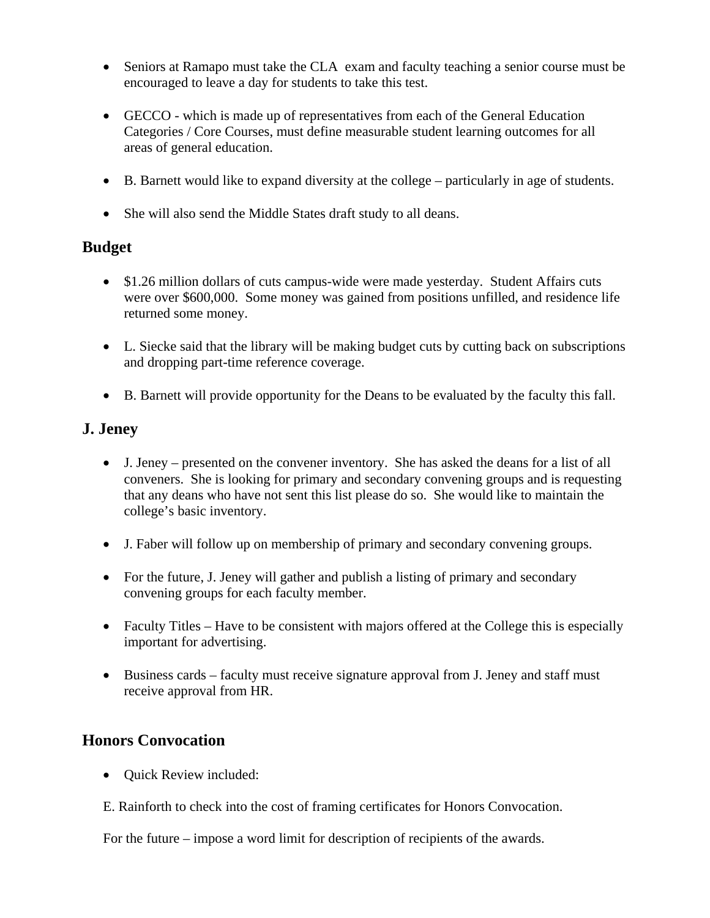- Seniors at Ramapo must take the CLA exam and faculty teaching a senior course must be encouraged to leave a day for students to take this test.

- GECCO - which is made up of representatives from each of the General Education Categories / Core Courses, must define measurable student learning outcomes for all areas of general education.

- B. Barnett would like to expand diversity at the college – particularly in age of students.

- She will also send the Middle States draft study to all deans.

## Budget

- $1.26 million dollars of cuts campus-wide were made yesterday. Student Affairs cuts were over $600,000. Some money was gained from positions unfilled, and residence life returned some money.

- L. Siecke said that the library will be making budget cuts by cutting back on subscriptions and dropping part-time reference coverage.

- B. Barnett will provide opportunity for the Deans to be evaluated by the faculty this fall.

## J. Jeney

- J. Jeney – presented on the convener inventory. She has asked the deans for a list of all conveners. She is looking for primary and secondary convening groups and is requesting that any deans who have not sent this list please do so. She would like to maintain the college's basic inventory.

- J. Faber will follow up on membership of primary and secondary convening groups.

- For the future, J. Jeney will gather and publish a listing of primary and secondary convening groups for each faculty member.

- Faculty Titles – Have to be consistent with majors offered at the College this is especially important for advertising.

- Business cards – faculty must receive signature approval from J. Jeney and staff must receive approval from HR.

## Honors Convocation

- Quick Review included:

E. Rainforth to check into the cost of framing certificates for Honors Convocation.

For the future – impose a word limit for description of recipients of the awards.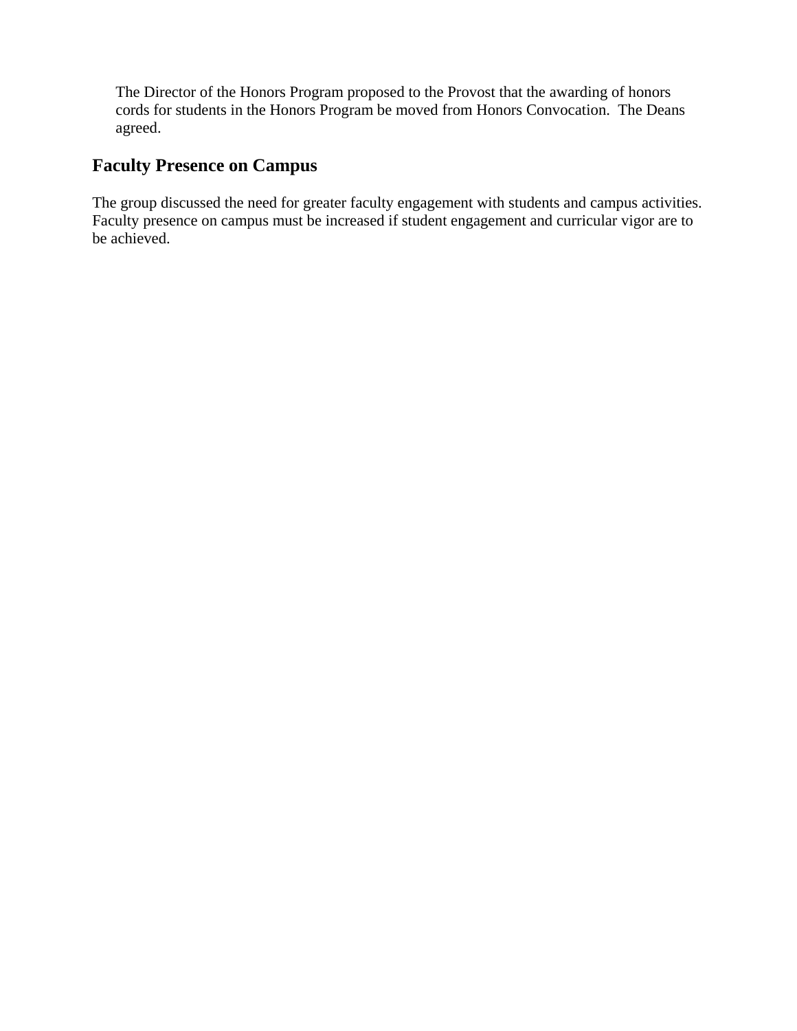The Director of the Honors Program proposed to the Provost that the awarding of honors cords for students in the Honors Program be moved from Honors Convocation.  The Deans agreed.

## Faculty Presence on Campus

The group discussed the need for greater faculty engagement with students and campus activities. Faculty presence on campus must be increased if student engagement and curricular vigor are to be achieved.